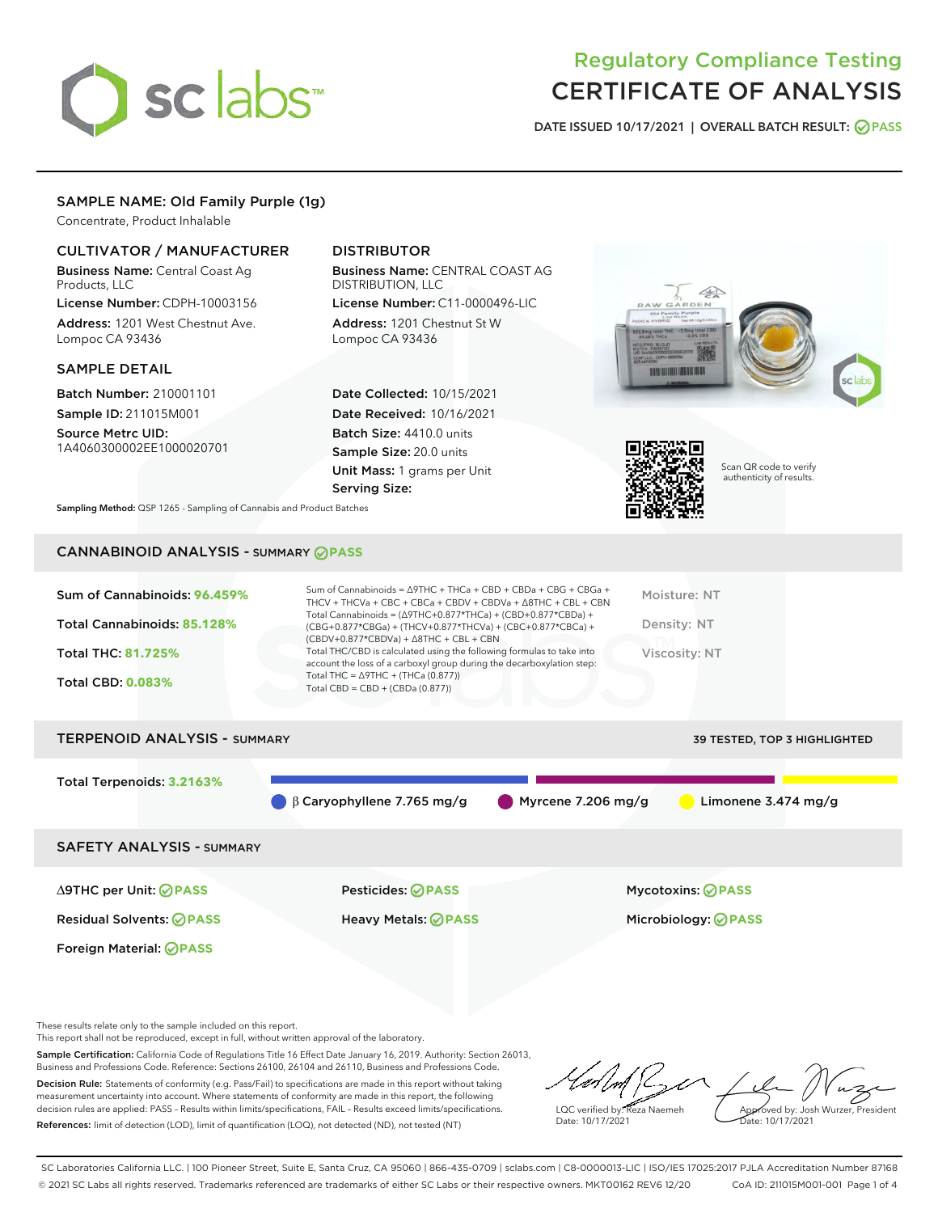# Regulatory Compliance Testing
# CERTIFICATE OF ANALYSIS

DATE ISSUED 10/17/2021 | OVERALL BATCH RESULT: PASS

## SAMPLE NAME: Old Family Purple (1g)

Concentrate, Product Inhalable

### CULTIVATOR / MANUFACTURER

**Business Name:** Central Coast Ag Products, LLC

**License Number:** CDPH-10003156

**Address:** 1201 West Chestnut Ave. Lompoc CA 93436

### DISTRIBUTOR

**Business Name:** CENTRAL COAST AG DISTRIBUTION, LLC

**License Number:** C11-0000496-LIC

**Address:** 1201 Chestnut St W Lompoc CA 93436

### SAMPLE DETAIL

**Batch Number:** 210001101

**Sample ID:** 211015M001

**Source Metrc UID:** 1A4060300002EE1000020701

**Date Collected:** 10/15/2021

**Date Received:** 10/16/2021

**Batch Size:** 4410.0 units

**Sample Size:** 20.0 units

**Unit Mass:** 1 grams per Unit

**Serving Size:**

Scan QR code to verify authenticity of results.

**Sampling Method:** QSP 1265 - Sampling of Cannabis and Product Batches

## CANNABINOID ANALYSIS - SUMMARY PASS

Sum of Cannabinoids: **96.459%**

Total Cannabinoids: **85.128%**

Total THC: **81.725%**

Total CBD: **0.083%**

Sum of Cannabinoids = Δ9THC + THCa + CBD + CBDa + CBG + CBGa + THCV + THCVa + CBC + CBCa + CBDV + CBDVa + Δ8THC + CBL + CBN

Total Cannabinoids = (Δ9THC+0.877*THCa) + (CBD+0.877*CBDa) + (CBG+0.877*CBGa) + (THCV+0.877*THCVa) + (CBC+0.877*CBCa) + (CBDV+0.877*CBDVa) + Δ8THC + CBL + CBN

Total THC/CBD is calculated using the following formulas to take into account the loss of a carboxyl group during the decarboxylation step:

Total THC = Δ9THC + (THCa (0.877))

Total CBD = CBD + (CBDa (0.877))

Moisture: NT

Density: NT

Viscosity: NT

## TERPENOID ANALYSIS - SUMMARY

39 TESTED, TOP 3 HIGHLIGHTED

Total Terpenoids: **3.2163%**

β Caryophyllene 7.765 mg/g | Myrcene 7.206 mg/g | Limonene 3.474 mg/g

## SAFETY ANALYSIS - SUMMARY

| | | |
|---|---|---|
| Δ9THC per Unit: PASS | Pesticides: PASS | Mycotoxins: PASS |
| Residual Solvents: PASS | Heavy Metals: PASS | Microbiology: PASS |
| Foreign Material: PASS | | |

These results relate only to the sample included on this report.
This report shall not be reproduced, except in full, without written approval of the laboratory.

**Sample Certification:** California Code of Regulations Title 16 Effect Date January 16, 2019. Authority: Section 26013, Business and Professions Code. Reference: Sections 26100, 26104 and 26110, Business and Professions Code.

**Decision Rule:** Statements of conformity (e.g. Pass/Fail) to specifications are made in this report without taking measurement uncertainty into account. Where statements of conformity are made in this report, the following decision rules are applied: PASS – Results within limits/specifications, FAIL – Results exceed limits/specifications.

**References:** limit of detection (LOD), limit of quantification (LOQ), not detected (ND), not tested (NT)

LQC verified by: Reza Naemeh
Date: 10/17/2021

Approved by: Josh Wurzer, President
Date: 10/17/2021

SC Laboratories California LLC. | 100 Pioneer Street, Suite E, Santa Cruz, CA 95060 | 866-435-0709 | sclabs.com | C8-0000013-LIC | ISO/IES 17025:2017 PJLA Accreditation Number 87168
© 2021 SC Labs all rights reserved. Trademarks referenced are trademarks of either SC Labs or their respective owners. MKT00162 REV6 12/20 CoA ID: 211015M001-001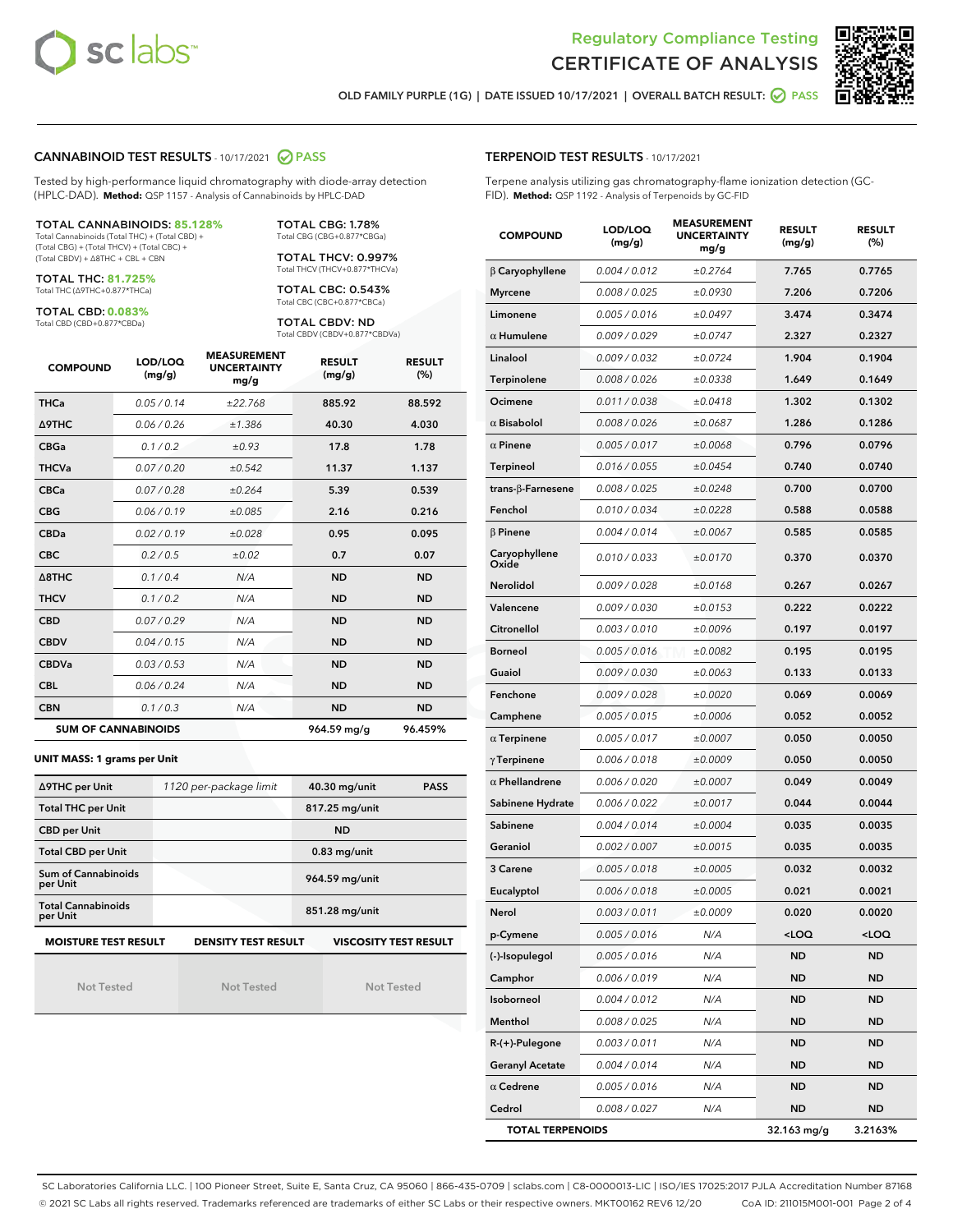# Regulatory Compliance Testing
# CERTIFICATE OF ANALYSIS

OLD FAMILY PURPLE (1G) | DATE ISSUED 10/17/2021 | OVERALL BATCH RESULT: PASS

## CANNABINOID TEST RESULTS - 10/17/2021 PASS

Tested by high-performance liquid chromatography with diode-array detection (HPLC-DAD). **Method:** QSP 1157 - Analysis of Cannabinoids by HPLC-DAD

**TOTAL CANNABINOIDS: 85.128%**
Total Cannabinoids (Total THC) + (Total CBD) + (Total CBG) + (Total THCV) + (Total CBC) + (Total CBDV) + Δ8THC + CBL + CBN

**TOTAL THC: 81.725%**
Total THC (Δ9THC+0.877*THCa)

**TOTAL CBD: 0.083%**
Total CBD (CBD+0.877*CBDa)

**TOTAL CBG: 1.78%**
Total CBG (CBG+0.877*CBGa)

**TOTAL THCV: 0.997%**
Total THCV (THCV+0.877*THCVa)

**TOTAL CBC: 0.543%**
Total CBC (CBC+0.877*CBCa)

**TOTAL CBDV: ND**
Total CBDV (CBDV+0.877*CBDVa)

| COMPOUND | LOD/LOQ (mg/g) | MEASUREMENT UNCERTAINTY mg/g | RESULT (mg/g) | RESULT (%) |
|---|---|---|---|---|
| THCa | 0.05 / 0.14 | ±22.768 | 885.92 | 88.592 |
| Δ9THC | 0.06 / 0.26 | ±1.386 | 40.30 | 4.030 |
| CBGa | 0.1 / 0.2 | ±0.93 | 17.8 | 1.78 |
| THCVa | 0.07 / 0.20 | ±0.542 | 11.37 | 1.137 |
| CBCa | 0.07 / 0.28 | ±0.264 | 5.39 | 0.539 |
| CBG | 0.06 / 0.19 | ±0.085 | 2.16 | 0.216 |
| CBDa | 0.02 / 0.19 | ±0.028 | 0.95 | 0.095 |
| CBC | 0.2 / 0.5 | ±0.02 | 0.7 | 0.07 |
| Δ8THC | 0.1 / 0.4 | N/A | ND | ND |
| THCV | 0.1 / 0.2 | N/A | ND | ND |
| CBD | 0.07 / 0.29 | N/A | ND | ND |
| CBDV | 0.04 / 0.15 | N/A | ND | ND |
| CBDVa | 0.03 / 0.53 | N/A | ND | ND |
| CBL | 0.06 / 0.24 | N/A | ND | ND |
| CBN | 0.1 / 0.3 | N/A | ND | ND |
| **SUM OF CANNABINOIDS** | | | **964.59 mg/g** | **96.459%** |

### UNIT MASS: 1 grams per Unit

| | | | |
|---|---|---|---|
| Δ9THC per Unit | 1120 per-package limit | 40.30 mg/unit | PASS |
| Total THC per Unit | | 817.25 mg/unit | |
| CBD per Unit | | ND | |
| Total CBD per Unit | | 0.83 mg/unit | |
| Sum of Cannabinoids per Unit | | 964.59 mg/unit | |
| Total Cannabinoids per Unit | | 851.28 mg/unit | |

| MOISTURE TEST RESULT | DENSITY TEST RESULT | VISCOSITY TEST RESULT |
|---|---|---|
| Not Tested | Not Tested | Not Tested |

## TERPENOID TEST RESULTS - 10/17/2021

Terpene analysis utilizing gas chromatography-flame ionization detection (GC-FID). **Method:** QSP 1192 - Analysis of Terpenoids by GC-FID

| COMPOUND | LOD/LOQ (mg/g) | MEASUREMENT UNCERTAINTY mg/g | RESULT (mg/g) | RESULT (%) |
|---|---|---|---|---|
| β Caryophyllene | 0.004 / 0.012 | ±0.2764 | 7.765 | 0.7765 |
| Myrcene | 0.008 / 0.025 | ±0.0930 | 7.206 | 0.7206 |
| Limonene | 0.005 / 0.016 | ±0.0497 | 3.474 | 0.3474 |
| α Humulene | 0.009 / 0.029 | ±0.0747 | 2.327 | 0.2327 |
| Linalool | 0.009 / 0.032 | ±0.0724 | 1.904 | 0.1904 |
| Terpinolene | 0.008 / 0.026 | ±0.0338 | 1.649 | 0.1649 |
| Ocimene | 0.011 / 0.038 | ±0.0418 | 1.302 | 0.1302 |
| α Bisabolol | 0.008 / 0.026 | ±0.0687 | 1.286 | 0.1286 |
| α Pinene | 0.005 / 0.017 | ±0.0068 | 0.796 | 0.0796 |
| Terpineol | 0.016 / 0.055 | ±0.0454 | 0.740 | 0.0740 |
| trans-β-Farnesene | 0.008 / 0.025 | ±0.0248 | 0.700 | 0.0700 |
| Fenchol | 0.010 / 0.034 | ±0.0228 | 0.588 | 0.0588 |
| β Pinene | 0.004 / 0.014 | ±0.0067 | 0.585 | 0.0585 |
| Caryophyllene Oxide | 0.010 / 0.033 | ±0.0170 | 0.370 | 0.0370 |
| Nerolidol | 0.009 / 0.028 | ±0.0168 | 0.267 | 0.0267 |
| Valencene | 0.009 / 0.030 | ±0.0153 | 0.222 | 0.0222 |
| Citronellol | 0.003 / 0.010 | ±0.0096 | 0.197 | 0.0197 |
| Borneol | 0.005 / 0.016 | ±0.0082 | 0.195 | 0.0195 |
| Guaiol | 0.009 / 0.030 | ±0.0063 | 0.133 | 0.0133 |
| Fenchone | 0.009 / 0.028 | ±0.0020 | 0.069 | 0.0069 |
| Camphene | 0.005 / 0.015 | ±0.0006 | 0.052 | 0.0052 |
| α Terpinene | 0.005 / 0.017 | ±0.0007 | 0.050 | 0.0050 |
| γ Terpinene | 0.006 / 0.018 | ±0.0009 | 0.050 | 0.0050 |
| α Phellandrene | 0.006 / 0.020 | ±0.0007 | 0.049 | 0.0049 |
| Sabinene Hydrate | 0.006 / 0.022 | ±0.0017 | 0.044 | 0.0044 |
| Sabinene | 0.004 / 0.014 | ±0.0004 | 0.035 | 0.0035 |
| Geraniol | 0.002 / 0.007 | ±0.0015 | 0.035 | 0.0035 |
| 3 Carene | 0.005 / 0.018 | ±0.0005 | 0.032 | 0.0032 |
| Eucalyptol | 0.006 / 0.018 | ±0.0005 | 0.021 | 0.0021 |
| Nerol | 0.003 / 0.011 | ±0.0009 | 0.020 | 0.0020 |
| p-Cymene | 0.005 / 0.016 | N/A | <LOQ | <LOQ |
| (-)-Isopulegol | 0.005 / 0.016 | N/A | ND | ND |
| Camphor | 0.006 / 0.019 | N/A | ND | ND |
| Isoborneol | 0.004 / 0.012 | N/A | ND | ND |
| Menthol | 0.008 / 0.025 | N/A | ND | ND |
| R-(+)-Pulegone | 0.003 / 0.011 | N/A | ND | ND |
| Geranyl Acetate | 0.004 / 0.014 | N/A | ND | ND |
| α Cedrene | 0.005 / 0.016 | N/A | ND | ND |
| Cedrol | 0.008 / 0.027 | N/A | ND | ND |
| **TOTAL TERPENOIDS** | | | **32.163 mg/g** | **3.2163%** |

SC Laboratories California LLC. | 100 Pioneer Street, Suite E, Santa Cruz, CA 95060 | 866-435-0709 | sclabs.com | C8-0000013-LIC | ISO/IES 17025:2017 PJLA Accreditation Number 87168
© 2021 SC Labs all rights reserved. Trademarks referenced are trademarks of either SC Labs or their respective owners. MKT00162 REV6 12/20 CoA ID: 211015M001-001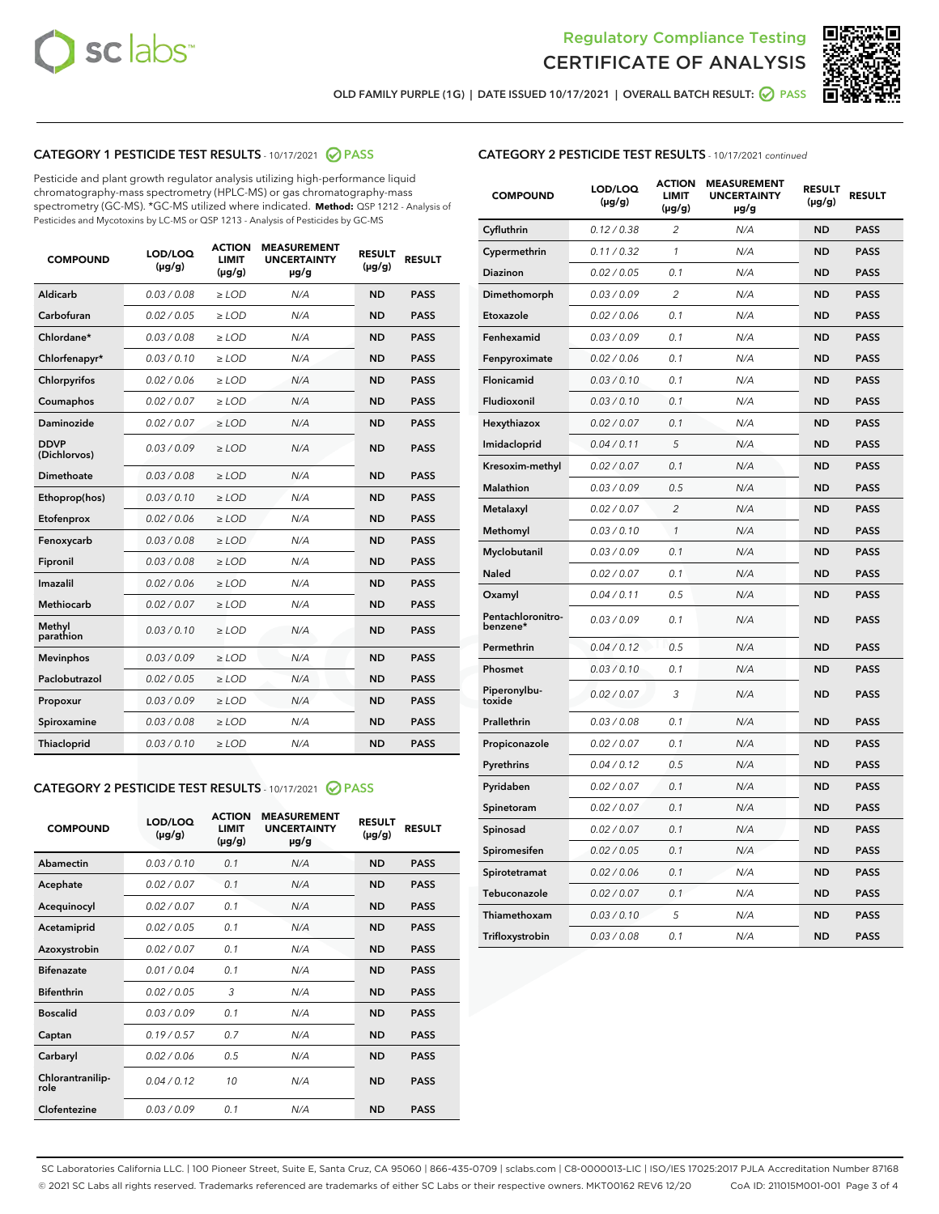Regulatory Compliance Testing

# CERTIFICATE OF ANALYSIS

OLD FAMILY PURPLE (1G) | DATE ISSUED 10/17/2021 | OVERALL BATCH RESULT: PASS

## CATEGORY 1 PESTICIDE TEST RESULTS - 10/17/2021 PASS

Pesticide and plant growth regulator analysis utilizing high-performance liquid chromatography-mass spectrometry (HPLC-MS) or gas chromatography-mass spectrometry (GC-MS). *GC-MS utilized where indicated. **Method:** QSP 1212 - Analysis of Pesticides and Mycotoxins by LC-MS or QSP 1213 - Analysis of Pesticides by GC-MS

| COMPOUND | LOD/LOQ (μg/g) | ACTION LIMIT (μg/g) | MEASUREMENT UNCERTAINTY μg/g | RESULT (μg/g) | RESULT |
|---|---|---|---|---|---|
| Aldicarb | 0.03 / 0.08 | ≥ LOD | N/A | ND | PASS |
| Carbofuran | 0.02 / 0.05 | ≥ LOD | N/A | ND | PASS |
| Chlordane* | 0.03 / 0.08 | ≥ LOD | N/A | ND | PASS |
| Chlorfenapyr* | 0.03 / 0.10 | ≥ LOD | N/A | ND | PASS |
| Chlorpyrifos | 0.02 / 0.06 | ≥ LOD | N/A | ND | PASS |
| Coumaphos | 0.02 / 0.07 | ≥ LOD | N/A | ND | PASS |
| Daminozide | 0.02 / 0.07 | ≥ LOD | N/A | ND | PASS |
| DDVP (Dichlorvos) | 0.03 / 0.09 | ≥ LOD | N/A | ND | PASS |
| Dimethoate | 0.03 / 0.08 | ≥ LOD | N/A | ND | PASS |
| Ethoprop(hos) | 0.03 / 0.10 | ≥ LOD | N/A | ND | PASS |
| Etofenprox | 0.02 / 0.06 | ≥ LOD | N/A | ND | PASS |
| Fenoxycarb | 0.03 / 0.08 | ≥ LOD | N/A | ND | PASS |
| Fipronil | 0.03 / 0.08 | ≥ LOD | N/A | ND | PASS |
| Imazalil | 0.02 / 0.06 | ≥ LOD | N/A | ND | PASS |
| Methiocarb | 0.02 / 0.07 | ≥ LOD | N/A | ND | PASS |
| Methyl parathion | 0.03 / 0.10 | ≥ LOD | N/A | ND | PASS |
| Mevinphos | 0.03 / 0.09 | ≥ LOD | N/A | ND | PASS |
| Paclobutrazol | 0.02 / 0.05 | ≥ LOD | N/A | ND | PASS |
| Propoxur | 0.03 / 0.09 | ≥ LOD | N/A | ND | PASS |
| Spiroxamine | 0.03 / 0.08 | ≥ LOD | N/A | ND | PASS |
| Thiacloprid | 0.03 / 0.10 | ≥ LOD | N/A | ND | PASS |

## CATEGORY 2 PESTICIDE TEST RESULTS - 10/17/2021 PASS

| COMPOUND | LOD/LOQ (μg/g) | ACTION LIMIT (μg/g) | MEASUREMENT UNCERTAINTY μg/g | RESULT (μg/g) | RESULT |
|---|---|---|---|---|---|
| Abamectin | 0.03 / 0.10 | 0.1 | N/A | ND | PASS |
| Acephate | 0.02 / 0.07 | 0.1 | N/A | ND | PASS |
| Acequinocyl | 0.02 / 0.07 | 0.1 | N/A | ND | PASS |
| Acetamiprid | 0.02 / 0.05 | 0.1 | N/A | ND | PASS |
| Azoxystrobin | 0.02 / 0.07 | 0.1 | N/A | ND | PASS |
| Bifenazate | 0.01 / 0.04 | 0.1 | N/A | ND | PASS |
| Bifenthrin | 0.02 / 0.05 | 3 | N/A | ND | PASS |
| Boscalid | 0.03 / 0.09 | 0.1 | N/A | ND | PASS |
| Captan | 0.19 / 0.57 | 0.7 | N/A | ND | PASS |
| Carbaryl | 0.02 / 0.06 | 0.5 | N/A | ND | PASS |
| Chlorantraniliprole | 0.04 / 0.12 | 10 | N/A | ND | PASS |
| Clofentezine | 0.03 / 0.09 | 0.1 | N/A | ND | PASS |
| Cyfluthrin | 0.12 / 0.38 | 2 | N/A | ND | PASS |
| Cypermethrin | 0.11 / 0.32 | 1 | N/A | ND | PASS |
| Diazinon | 0.02 / 0.05 | 0.1 | N/A | ND | PASS |
| Dimethomorph | 0.03 / 0.09 | 2 | N/A | ND | PASS |
| Etoxazole | 0.02 / 0.06 | 0.1 | N/A | ND | PASS |
| Fenhexamid | 0.03 / 0.09 | 0.1 | N/A | ND | PASS |
| Fenpyroximate | 0.02 / 0.06 | 0.1 | N/A | ND | PASS |
| Flonicamid | 0.03 / 0.10 | 0.1 | N/A | ND | PASS |
| Fludioxonil | 0.03 / 0.10 | 0.1 | N/A | ND | PASS |
| Hexythiazox | 0.02 / 0.07 | 0.1 | N/A | ND | PASS |
| Imidacloprid | 0.04 / 0.11 | 5 | N/A | ND | PASS |
| Kresoxim-methyl | 0.02 / 0.07 | 0.1 | N/A | ND | PASS |
| Malathion | 0.03 / 0.09 | 0.5 | N/A | ND | PASS |
| Metalaxyl | 0.02 / 0.07 | 2 | N/A | ND | PASS |
| Methomyl | 0.03 / 0.10 | 1 | N/A | ND | PASS |
| Myclobutanil | 0.03 / 0.09 | 0.1 | N/A | ND | PASS |
| Naled | 0.02 / 0.07 | 0.1 | N/A | ND | PASS |
| Oxamyl | 0.04 / 0.11 | 0.5 | N/A | ND | PASS |
| Pentachloronitrobenzene* | 0.03 / 0.09 | 0.1 | N/A | ND | PASS |
| Permethrin | 0.04 / 0.12 | 0.5 | N/A | ND | PASS |
| Phosmet | 0.03 / 0.10 | 0.1 | N/A | ND | PASS |
| Piperonylbutoxide | 0.02 / 0.07 | 3 | N/A | ND | PASS |
| Prallethrin | 0.03 / 0.08 | 0.1 | N/A | ND | PASS |
| Propiconazole | 0.02 / 0.07 | 0.1 | N/A | ND | PASS |
| Pyrethrins | 0.04 / 0.12 | 0.5 | N/A | ND | PASS |
| Pyridaben | 0.02 / 0.07 | 0.1 | N/A | ND | PASS |
| Spinetoram | 0.02 / 0.07 | 0.1 | N/A | ND | PASS |
| Spinosad | 0.02 / 0.07 | 0.1 | N/A | ND | PASS |
| Spiromesifen | 0.02 / 0.05 | 0.1 | N/A | ND | PASS |
| Spirotetramat | 0.02 / 0.06 | 0.1 | N/A | ND | PASS |
| Tebuconazole | 0.02 / 0.07 | 0.1 | N/A | ND | PASS |
| Thiamethoxam | 0.03 / 0.10 | 5 | N/A | ND | PASS |
| Trifloxystrobin | 0.03 / 0.08 | 0.1 | N/A | ND | PASS |

SC Laboratories California LLC. | 100 Pioneer Street, Suite E, Santa Cruz, CA 95060 | 866-435-0709 | sclabs.com | C8-0000013-LIC | ISO/IES 17025:2017 PJLA Accreditation Number 87168
© 2021 SC Labs all rights reserved. Trademarks referenced are trademarks of either SC Labs or their respective owners. MKT00162 REV6 12/20 CoA ID: 211015M001-001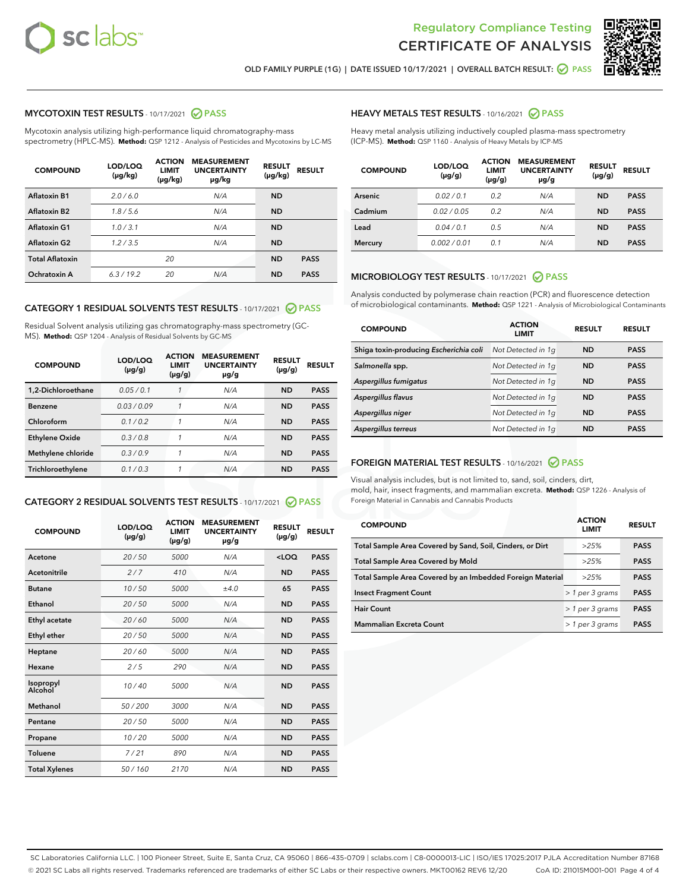# Regulatory Compliance Testing
# CERTIFICATE OF ANALYSIS

OLD FAMILY PURPLE (1G) | DATE ISSUED 10/17/2021 | OVERALL BATCH RESULT: PASS

## MYCOTOXIN TEST RESULTS - 10/17/2021 PASS

Mycotoxin analysis utilizing high-performance liquid chromatography-mass spectrometry (HPLC-MS). **Method:** QSP 1212 - Analysis of Pesticides and Mycotoxins by LC-MS

| COMPOUND | LOD/LOQ (µg/kg) | ACTION LIMIT (µg/kg) | MEASUREMENT UNCERTAINTY µg/kg | RESULT (µg/kg) | RESULT |
|---|---|---|---|---|---|
| Aflatoxin B1 | 2.0 / 6.0 | | N/A | ND | |
| Aflatoxin B2 | 1.8 / 5.6 | | N/A | ND | |
| Aflatoxin G1 | 1.0 / 3.1 | | N/A | ND | |
| Aflatoxin G2 | 1.2 / 3.5 | | N/A | ND | |
| Total Aflatoxin | | 20 | | ND | PASS |
| Ochratoxin A | 6.3 / 19.2 | 20 | N/A | ND | PASS |

## CATEGORY 1 RESIDUAL SOLVENTS TEST RESULTS - 10/17/2021 PASS

Residual Solvent analysis utilizing gas chromatography-mass spectrometry (GC-MS). **Method:** QSP 1204 - Analysis of Residual Solvents by GC-MS

| COMPOUND | LOD/LOQ (µg/g) | ACTION LIMIT (µg/g) | MEASUREMENT UNCERTAINTY µg/g | RESULT (µg/g) | RESULT |
|---|---|---|---|---|---|
| 1,2-Dichloroethane | 0.05 / 0.1 | 1 | N/A | ND | PASS |
| Benzene | 0.03 / 0.09 | 1 | N/A | ND | PASS |
| Chloroform | 0.1 / 0.2 | 1 | N/A | ND | PASS |
| Ethylene Oxide | 0.3 / 0.8 | 1 | N/A | ND | PASS |
| Methylene chloride | 0.3 / 0.9 | 1 | N/A | ND | PASS |
| Trichloroethylene | 0.1 / 0.3 | 1 | N/A | ND | PASS |

## CATEGORY 2 RESIDUAL SOLVENTS TEST RESULTS - 10/17/2021 PASS

| COMPOUND | LOD/LOQ (µg/g) | ACTION LIMIT (µg/g) | MEASUREMENT UNCERTAINTY µg/g | RESULT (µg/g) | RESULT |
|---|---|---|---|---|---|
| Acetone | 20 / 50 | 5000 | N/A | <LOQ | PASS |
| Acetonitrile | 2 / 7 | 410 | N/A | ND | PASS |
| Butane | 10 / 50 | 5000 | ±4.0 | 65 | PASS |
| Ethanol | 20 / 50 | 5000 | N/A | ND | PASS |
| Ethyl acetate | 20 / 60 | 5000 | N/A | ND | PASS |
| Ethyl ether | 20 / 50 | 5000 | N/A | ND | PASS |
| Heptane | 20 / 60 | 5000 | N/A | ND | PASS |
| Hexane | 2 / 5 | 290 | N/A | ND | PASS |
| Isopropyl Alcohol | 10 / 40 | 5000 | N/A | ND | PASS |
| Methanol | 50 / 200 | 3000 | N/A | ND | PASS |
| Pentane | 20 / 50 | 5000 | N/A | ND | PASS |
| Propane | 10 / 20 | 5000 | N/A | ND | PASS |
| Toluene | 7 / 21 | 890 | N/A | ND | PASS |
| Total Xylenes | 50 / 160 | 2170 | N/A | ND | PASS |

## HEAVY METALS TEST RESULTS - 10/16/2021 PASS

Heavy metal analysis utilizing inductively coupled plasma-mass spectrometry (ICP-MS). **Method:** QSP 1160 - Analysis of Heavy Metals by ICP-MS

| COMPOUND | LOD/LOQ (µg/g) | ACTION LIMIT (µg/g) | MEASUREMENT UNCERTAINTY µg/g | RESULT (µg/g) | RESULT |
|---|---|---|---|---|---|
| Arsenic | 0.02 / 0.1 | 0.2 | N/A | ND | PASS |
| Cadmium | 0.02 / 0.05 | 0.2 | N/A | ND | PASS |
| Lead | 0.04 / 0.1 | 0.5 | N/A | ND | PASS |
| Mercury | 0.002 / 0.01 | 0.1 | N/A | ND | PASS |

## MICROBIOLOGY TEST RESULTS - 10/17/2021 PASS

Analysis conducted by polymerase chain reaction (PCR) and fluorescence detection of microbiological contaminants. **Method:** QSP 1221 - Analysis of Microbiological Contaminants

| COMPOUND | ACTION LIMIT | RESULT | RESULT |
|---|---|---|---|
| Shiga toxin-producing *Escherichia coli* | Not Detected in 1g | ND | PASS |
| *Salmonella* spp. | Not Detected in 1g | ND | PASS |
| *Aspergillus fumigatus* | Not Detected in 1g | ND | PASS |
| *Aspergillus flavus* | Not Detected in 1g | ND | PASS |
| *Aspergillus niger* | Not Detected in 1g | ND | PASS |
| *Aspergillus terreus* | Not Detected in 1g | ND | PASS |

## FOREIGN MATERIAL TEST RESULTS - 10/16/2021 PASS

Visual analysis includes, but is not limited to, sand, soil, cinders, dirt, mold, hair, insect fragments, and mammalian excreta. **Method:** QSP 1226 - Analysis of Foreign Material in Cannabis and Cannabis Products

| COMPOUND | ACTION LIMIT | RESULT |
|---|---|---|
| Total Sample Area Covered by Sand, Soil, Cinders, or Dirt | >25% | PASS |
| Total Sample Area Covered by Mold | >25% | PASS |
| Total Sample Area Covered by an Imbedded Foreign Material | >25% | PASS |
| Insect Fragment Count | > 1 per 3 grams | PASS |
| Hair Count | > 1 per 3 grams | PASS |
| Mammalian Excreta Count | > 1 per 3 grams | PASS |

SC Laboratories California LLC. | 100 Pioneer Street, Suite E, Santa Cruz, CA 95060 | 866-435-0709 | sclabs.com | C8-0000013-LIC | ISO/IES 17025:2017 PJLA Accreditation Number 87168
© 2021 SC Labs all rights reserved. Trademarks referenced are trademarks of either SC Labs or their respective owners. MKT00162 REV6 12/20 CoA ID: 211015M001-001